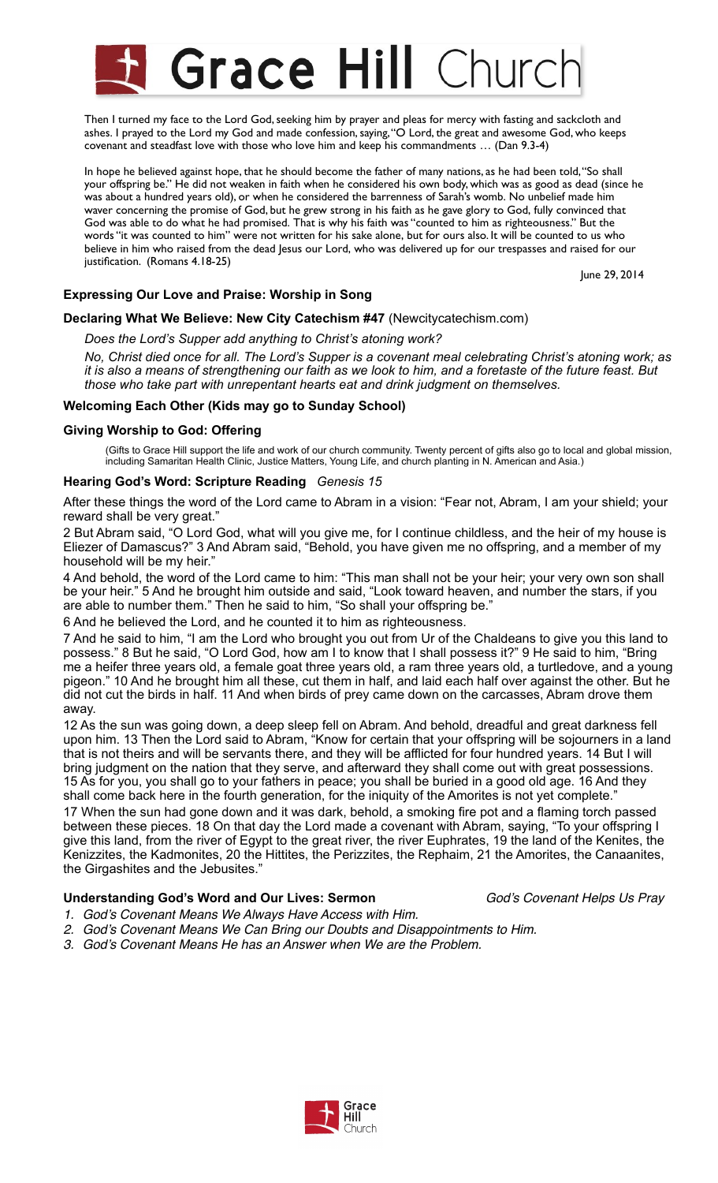# Grace Hill Church

Then I turned my face to the Lord God, seeking him by prayer and pleas for mercy with fasting and sackcloth and ashes. I prayed to the Lord my God and made confession, saying, "O Lord, the great and awesome God, who keeps covenant and steadfast love with those who love him and keep his commandments … (Dan 9.3-4)

In hope he believed against hope, that he should become the father of many nations, as he had been told, "So shall your offspring be." He did not weaken in faith when he considered his own body, which was as good as dead (since he was about a hundred years old), or when he considered the barrenness of Sarah's womb. No unbelief made him waver concerning the promise of God, but he grew strong in his faith as he gave glory to God, fully convinced that God was able to do what he had promised. That is why his faith was "counted to him as righteousness." But the words "it was counted to him" were not written for his sake alone, but for ours also. It will be counted to us who believe in him who raised from the dead Jesus our Lord, who was delivered up for our trespasses and raised for our justification. (Romans 4.18-25)

June 29, 2014

**Expressing Our Love and Praise: Worship in Song**

**Declaring What We Believe: New City Catechism #47** (Newcitycatechism.com)

*Does the Lord's Supper add anything to Christ's atoning work?*

*No, Christ died once for all. The Lord's Supper is a covenant meal celebrating Christ's atoning work; as it is also a means of strengthening our faith as we look to him, and a foretaste of the future feast. But those who take part with unrepentant hearts eat and drink judgment on themselves.*

**Welcoming Each Other (Kids may go to Sunday School)**

**Giving Worship to God: Offering**

(Gifts to Grace Hill support the life and work of our church community. Twenty percent of gifts also go to local and global mission, including Samaritan Health Clinic, Justice Matters, Young Life, and church planting in N. American and Asia.)

**Hearing God's Word: Scripture Reading** *Genesis 15*

After these things the word of the Lord came to Abram in a vision: "Fear not, Abram, I am your shield; your reward shall be very great."

2 But Abram said, "O Lord God, what will you give me, for I continue childless, and the heir of my house is Eliezer of Damascus?" 3 And Abram said, "Behold, you have given me no offspring, and a member of my household will be my heir."

4 And behold, the word of the Lord came to him: "This man shall not be your heir; your very own son shall be your heir." 5 And he brought him outside and said, "Look toward heaven, and number the stars, if you are able to number them." Then he said to him, "So shall your offspring be."

6 And he believed the Lord, and he counted it to him as righteousness.

7 And he said to him, "I am the Lord who brought you out from Ur of the Chaldeans to give you this land to possess." 8 But he said, "O Lord God, how am I to know that I shall possess it?" 9 He said to him, "Bring me a heifer three years old, a female goat three years old, a ram three years old, a turtledove, and a young pigeon." 10 And he brought him all these, cut them in half, and laid each half over against the other. But he did not cut the birds in half. 11 And when birds of prey came down on the carcasses, Abram drove them away.

12 As the sun was going down, a deep sleep fell on Abram. And behold, dreadful and great darkness fell upon him. 13 Then the Lord said to Abram, "Know for certain that your offspring will be sojourners in a land that is not theirs and will be servants there, and they will be afflicted for four hundred years. 14 But I will bring judgment on the nation that they serve, and afterward they shall come out with great possessions. 15 As for you, you shall go to your fathers in peace; you shall be buried in a good old age. 16 And they shall come back here in the fourth generation, for the iniquity of the Amorites is not yet complete."

17 When the sun had gone down and it was dark, behold, a smoking fire pot and a flaming torch passed between these pieces. 18 On that day the Lord made a covenant with Abram, saying, "To your offspring I give this land, from the river of Egypt to the great river, the river Euphrates, 19 the land of the Kenites, the Kenizzites, the Kadmonites, 20 the Hittites, the Perizzites, the Rephaim, 21 the Amorites, the Canaanites, the Girgashites and the Jebusites."

**Understanding God's Word and Our Lives: Sermon** *God's Covenant Helps Us Pray*

1. *God's Covenant Means We Always Have Access with Him.*
2. *God's Covenant Means We Can Bring our Doubts and Disappointments to Him.*
3. *God's Covenant Means He has an Answer when We are the Problem.*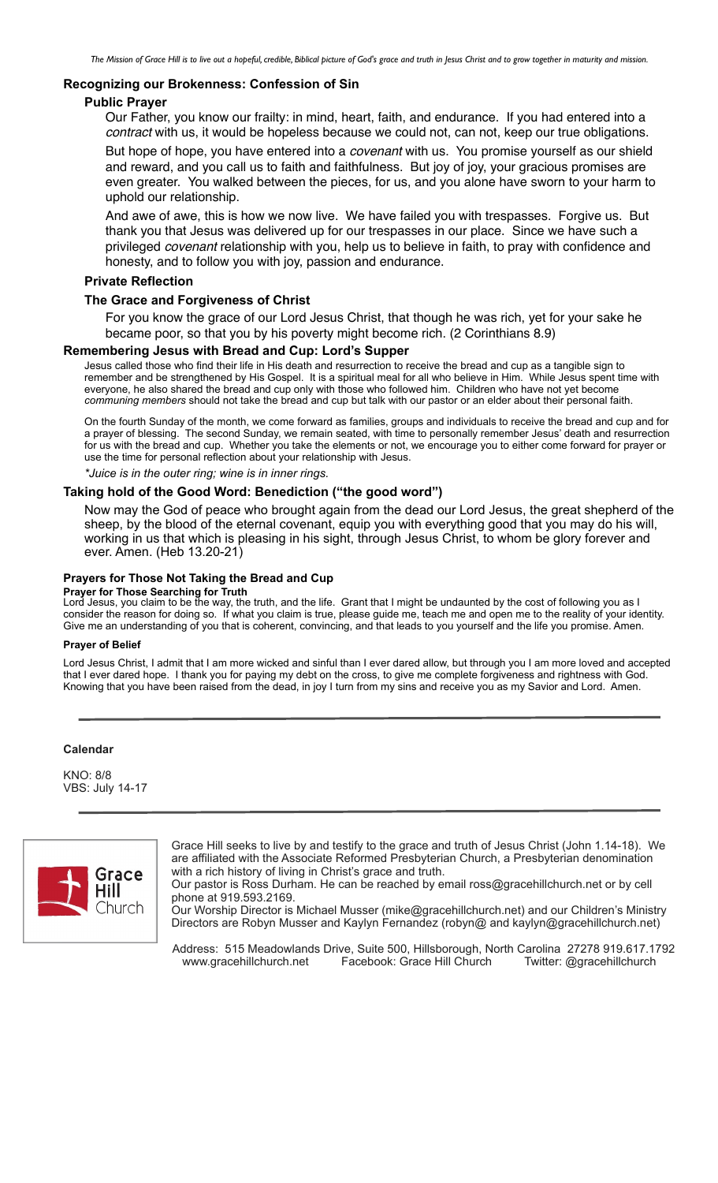*The Mission of Grace Hill is to live out a hopeful, credible, Biblical picture of God's grace and truth in Jesus Christ and to grow together in maturity and mission.*

## Recognizing our Brokenness: Confession of Sin

### Public Prayer

Our Father, you know our frailty: in mind, heart, faith, and endurance. If you had entered into a *contract* with us, it would be hopeless because we could not, can not, keep our true obligations.

But hope of hope, you have entered into a *covenant* with us. You promise yourself as our shield and reward, and you call us to faith and faithfulness. But joy of joy, your gracious promises are even greater. You walked between the pieces, for us, and you alone have sworn to your harm to uphold our relationship.

And awe of awe, this is how we now live. We have failed you with trespasses. Forgive us. But thank you that Jesus was delivered up for our trespasses in our place. Since we have such a privileged *covenant* relationship with you, help us to believe in faith, to pray with confidence and honesty, and to follow you with joy, passion and endurance.

### Private Reflection

### The Grace and Forgiveness of Christ

For you know the grace of our Lord Jesus Christ, that though he was rich, yet for your sake he became poor, so that you by his poverty might become rich. (2 Corinthians 8.9)

## Remembering Jesus with Bread and Cup: Lord's Supper

Jesus called those who find their life in His death and resurrection to receive the bread and cup as a tangible sign to remember and be strengthened by His Gospel. It is a spiritual meal for all who believe in Him. While Jesus spent time with everyone, he also shared the bread and cup only with those who followed him. Children who have not yet become *communing members* should not take the bread and cup but talk with our pastor or an elder about their personal faith.

On the fourth Sunday of the month, we come forward as families, groups and individuals to receive the bread and cup and for a prayer of blessing. The second Sunday, we remain seated, with time to personally remember Jesus' death and resurrection for us with the bread and cup. Whether you take the elements or not, we encourage you to either come forward for prayer or use the time for personal reflection about your relationship with Jesus.

**Juice is in the outer ring; wine is in inner rings.*

## Taking hold of the Good Word: Benediction ("the good word")

Now may the God of peace who brought again from the dead our Lord Jesus, the great shepherd of the sheep, by the blood of the eternal covenant, equip you with everything good that you may do his will, working in us that which is pleasing in his sight, through Jesus Christ, to whom be glory forever and ever. Amen. (Heb 13.20-21)

### Prayers for Those Not Taking the Bread and Cup

**Prayer for Those Searching for Truth**

Lord Jesus, you claim to be the way, the truth, and the life. Grant that I might be undaunted by the cost of following you as I consider the reason for doing so. If what you claim is true, please guide me, teach me and open me to the reality of your identity. Give me an understanding of you that is coherent, convincing, and that leads to you yourself and the life you promise. Amen.

**Prayer of Belief**

Lord Jesus Christ, I admit that I am more wicked and sinful than I ever dared allow, but through you I am more loved and accepted that I ever dared hope. I thank you for paying my debt on the cross, to give me complete forgiveness and rightness with God. Knowing that you have been raised from the dead, in joy I turn from my sins and receive you as my Savior and Lord. Amen.

---

**Calendar**

KNO: 8/8
VBS: July 14-17

---

Grace Hill Church

Grace Hill seeks to live by and testify to the grace and truth of Jesus Christ (John 1.14-18). We are affiliated with the Associate Reformed Presbyterian Church, a Presbyterian denomination with a rich history of living in Christ's grace and truth.
Our pastor is Ross Durham. He can be reached by email ross@gracehillchurch.net or by cell phone at 919.593.2169.
Our Worship Director is Michael Musser (mike@gracehillchurch.net) and our Children's Ministry Directors are Robyn Musser and Kaylyn Fernandez (robyn@ and kaylyn@gracehillchurch.net)

Address: 515 Meadowlands Drive, Suite 500, Hillsborough, North Carolina 27278 919.617.1792
www.gracehillchurch.net Facebook: Grace Hill Church Twitter: @gracehillchurch